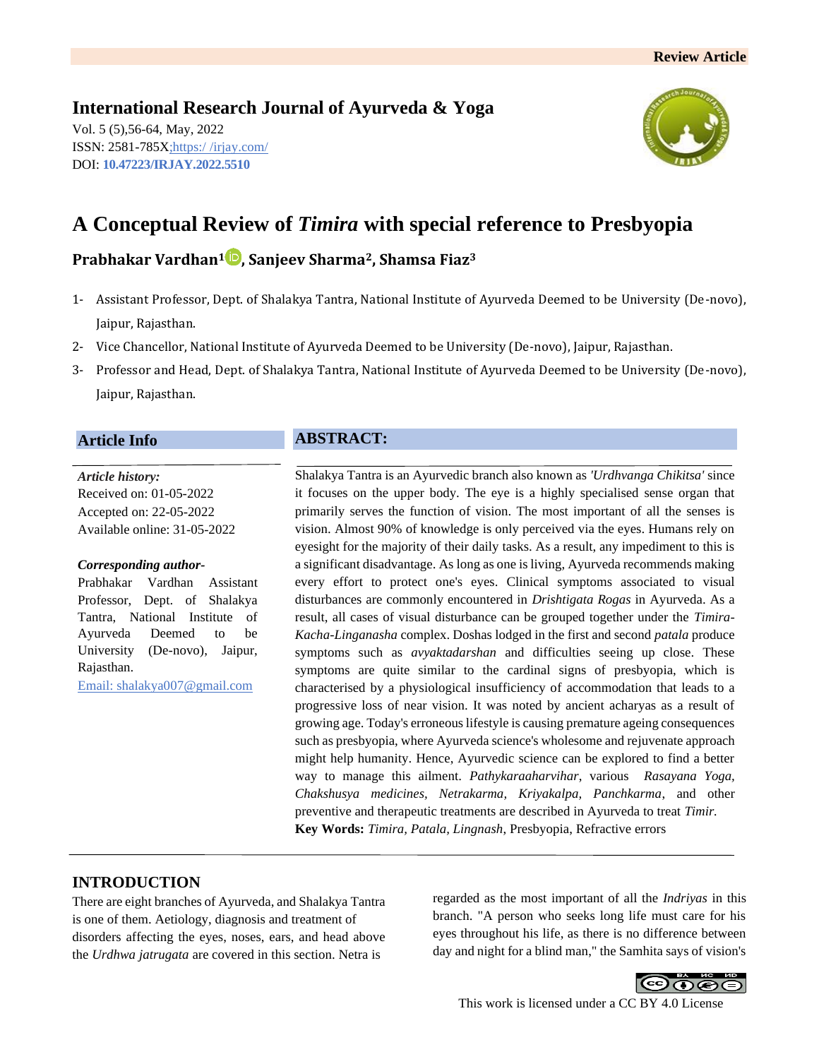Review Article

**International Research Journal of Ayurveda & Yoga**

Vol. 5 (5),56-64, May, 2022
ISSN: 2581-785X; https:/ /irjay.com/
DOI: **10.47223/IRJAY.2022.5510**

# A Conceptual Review of *Timira* with special reference to Presbyopia

**Prabhakar Vardhan[1], Sanjeev Sharma[2], Shamsa Fiaz[3]**

1- Assistant Professor, Dept. of Shalakya Tantra, National Institute of Ayurveda Deemed to be University (De-novo), Jaipur, Rajasthan.
2- Vice Chancellor, National Institute of Ayurveda Deemed to be University (De-novo), Jaipur, Rajasthan.
3- Professor and Head, Dept. of Shalakya Tantra, National Institute of Ayurveda Deemed to be University (De-novo), Jaipur, Rajasthan.

## Article Info

***Article history:***
Received on: 01-05-2022
Accepted on: 22-05-2022
Available online: 31-05-2022

***Corresponding author-***
Prabhakar Vardhan Assistant Professor, Dept. of Shalakya Tantra, National Institute of Ayurveda Deemed to be University (De-novo), Jaipur, Rajasthan.
Email: shalakya007@gmail.com

## ABSTRACT:

Shalakya Tantra is an Ayurvedic branch also known as *'Urdhvanga Chikitsa'* since it focuses on the upper body. The eye is a highly specialised sense organ that primarily serves the function of vision. The most important of all the senses is vision. Almost 90% of knowledge is only perceived via the eyes. Humans rely on eyesight for the majority of their daily tasks. As a result, any impediment to this is a significant disadvantage. As long as one is living, Ayurveda recommends making every effort to protect one's eyes. Clinical symptoms associated to visual disturbances are commonly encountered in *Drishtigata Rogas* in Ayurveda. As a result, all cases of visual disturbance can be grouped together under the *Timira-Kacha-Linganasha* complex. Doshas lodged in the first and second *patala* produce symptoms such as *avyaktadarshan* and difficulties seeing up close. These symptoms are quite similar to the cardinal signs of presbyopia, which is characterised by a physiological insufficiency of accommodation that leads to a progressive loss of near vision. It was noted by ancient acharyas as a result of growing age. Today's erroneous lifestyle is causing premature ageing consequences such as presbyopia, where Ayurveda science's wholesome and rejuvenate approach might help humanity. Hence, Ayurvedic science can be explored to find a better way to manage this ailment. *Pathykaraaharvihar*, various *Rasayana Yoga, Chakshusya medicines, Netrakarma, Kriyakalpa, Panchkarma*, and other preventive and therapeutic treatments are described in Ayurveda to treat *Timir.*

**Key Words:** *Timira, Patala, Lingnash*, Presbyopia, Refractive errors

## INTRODUCTION

There are eight branches of Ayurveda, and Shalakya Tantra is one of them. Aetiology, diagnosis and treatment of disorders affecting the eyes, noses, ears, and head above the *Urdhwa jatrugata* are covered in this section. Netra is regarded as the most important of all the *Indriyas* in this branch. "A person who seeks long life must care for his eyes throughout his life, as there is no difference between day and night for a blind man," the Samhita says of vision's

This work is licensed under a CC BY 4.0 License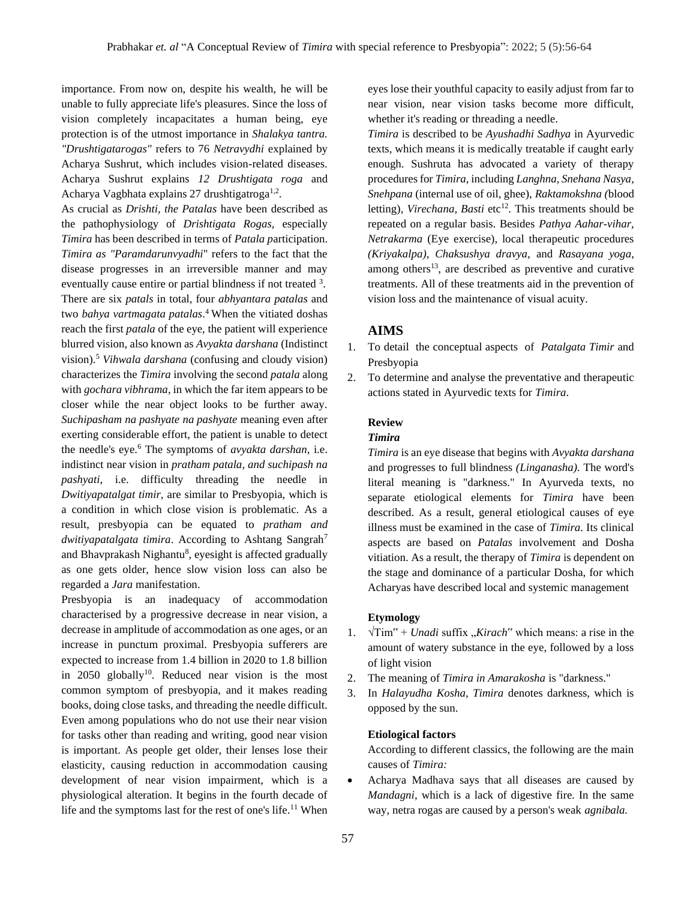importance. From now on, despite his wealth, he will be unable to fully appreciate life's pleasures. Since the loss of vision completely incapacitates a human being, eye protection is of the utmost importance in *Shalakya tantra. "Drushtigatarogas"* refers to 76 *Netravydhi* explained by Acharya Sushrut, which includes vision-related diseases. Acharya Sushrut explains *12 Drushtigata roga* and Acharya Vagbhata explains 27 drushtigatroga[1,2].

As crucial as *Drishti, the Patalas* have been described as the pathophysiology of *Drishtigata Rogas,* especially *Timira* has been described in terms of *Patala p*articipation. *Timira as "Paramdarunvyadhi*" refers to the fact that the disease progresses in an irreversible manner and may eventually cause entire or partial blindness if not treated [3]. There are six *patals* in total, four *abhyantara patalas* and two *bahya vartmagata patalas*.[4] When the vitiated doshas reach the first *patala* of the eye, the patient will experience blurred vision, also known as *Avyakta darshana* (Indistinct vision).[5] *Vihwala darshana* (confusing and cloudy vision) characterizes the *Timira* involving the second *patala* along with *gochara vibhrama,* in which the far item appears to be closer while the near object looks to be further away. *Suchipasham na pashyate na pashyate* meaning even after exerting considerable effort, the patient is unable to detect the needle's eye.[6] The symptoms of *avyakta darshan,* i.e. indistinct near vision in *pratham patala, and suchipash na pashyati,* i.e. difficulty threading the needle in *Dwitiyapatalgat timir,* are similar to Presbyopia, which is a condition in which close vision is problematic. As a result, presbyopia can be equated to *pratham and dwitiyapatalgata timira*. According to Ashtang Sangrah[7] and Bhavprakash Nighantu[8], eyesight is affected gradually as one gets older, hence slow vision loss can also be regarded a *Jara* manifestation.

Presbyopia is an inadequacy of accommodation characterised by a progressive decrease in near vision, a decrease in amplitude of accommodation as one ages, or an increase in punctum proximal. Presbyopia sufferers are expected to increase from 1.4 billion in 2020 to 1.8 billion in 2050 globally[10]. Reduced near vision is the most common symptom of presbyopia, and it makes reading books, doing close tasks, and threading the needle difficult. Even among populations who do not use their near vision for tasks other than reading and writing, good near vision is important. As people get older, their lenses lose their elasticity, causing reduction in accommodation causing development of near vision impairment, which is a physiological alteration. It begins in the fourth decade of life and the symptoms last for the rest of one's life.[11] When eyes lose their youthful capacity to easily adjust from far to near vision, near vision tasks become more difficult, whether it's reading or threading a needle.

*Timira* is described to be *Ayushadhi Sadhya* in Ayurvedic texts, which means it is medically treatable if caught early enough. Sushruta has advocated a variety of therapy procedures for *Timira*, including *Langhna, Snehana Nasya, Snehpana* (internal use of oil, ghee), *Raktamokshna (*blood letting), *Virechana, Basti* etc[12]. This treatments should be repeated on a regular basis. Besides *Pathya Aahar-vihar, Netrakarma* (Eye exercise), local therapeutic procedures *(Kriyakalpa), Chaksushya dravya,* and *Rasayana yoga*, among others[13], are described as preventive and curative treatments. All of these treatments aid in the prevention of vision loss and the maintenance of visual acuity.

## AIMS

1. To detail the conceptual aspects of *Patalgata Timir* and Presbyopia
2. To determine and analyse the preventative and therapeutic actions stated in Ayurvedic texts for *Timira*.

### Review

#### *Timira*

*Timira* is an eye disease that begins with *Avyakta darshana* and progresses to full blindness *(Linganasha).* The word's literal meaning is "darkness." In Ayurveda texts, no separate etiological elements for *Timira* have been described. As a result, general etiological causes of eye illness must be examined in the case of *Timira*. Its clinical aspects are based on *Patalas* involvement and Dosha vitiation. As a result, the therapy of *Timira* is dependent on the stage and dominance of a particular Dosha, for which Acharyas have described local and systemic management

#### Etymology

1. √Tim" + *Unadi* suffix „*Kirach*" which means: a rise in the amount of watery substance in the eye, followed by a loss of light vision
2. The meaning of *Timira in Amarakosha* is "darkness."
3. In *Halayudha Kosha*, *Timira* denotes darkness, which is opposed by the sun.

#### Etiological factors

According to different classics, the following are the main causes of *Timira:*

- Acharya Madhava says that all diseases are caused by *Mandagni*, which is a lack of digestive fire. In the same way, netra rogas are caused by a person's weak *agnibala.*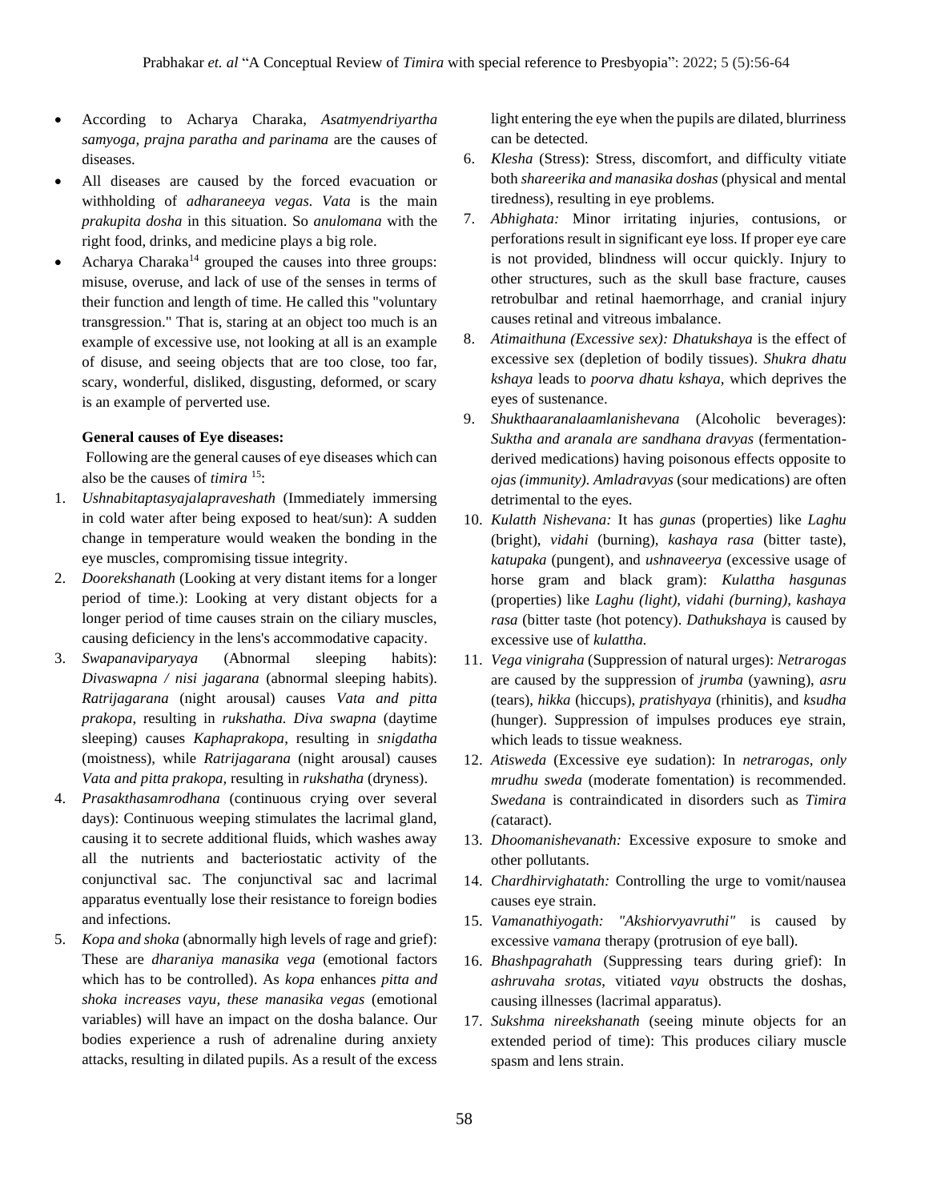- According to Acharya Charaka, *Asatmyendriyartha samyoga, prajna paratha and parinama* are the causes of diseases.
- All diseases are caused by the forced evacuation or withholding of *adharaneeya vegas*. *Vata* is the main *prakupita dosha* in this situation. So *anulomana* with the right food, drinks, and medicine plays a big role.
- Acharya Charaka[14] grouped the causes into three groups: misuse, overuse, and lack of use of the senses in terms of their function and length of time. He called this "voluntary transgression." That is, staring at an object too much is an example of excessive use, not looking at all is an example of disuse, and seeing objects that are too close, too far, scary, wonderful, disliked, disgusting, deformed, or scary is an example of perverted use.

**General causes of Eye diseases:**

Following are the general causes of eye diseases which can also be the causes of *timira* [15]:

1. *Ushnabitaptasyajalapraveshath* (Immediately immersing in cold water after being exposed to heat/sun): A sudden change in temperature would weaken the bonding in the eye muscles, compromising tissue integrity.
2. *Doorekshanath* (Looking at very distant items for a longer period of time.): Looking at very distant objects for a longer period of time causes strain on the ciliary muscles, causing deficiency in the lens's accommodative capacity.
3. *Swapanaviparyaya* (Abnormal sleeping habits): *Divaswapna / nisi jagarana* (abnormal sleeping habits). *Ratrijagarana* (night arousal) causes *Vata and pitta prakopa*, resulting in *rukshatha. Diva swapna* (daytime sleeping) causes *Kaphaprakopa*, resulting in *snigdatha* (moistness), while *Ratrijagarana* (night arousal) causes *Vata and pitta prakopa,* resulting in *rukshatha* (dryness).
4. *Prasakthasamrodhana* (continuous crying over several days): Continuous weeping stimulates the lacrimal gland, causing it to secrete additional fluids, which washes away all the nutrients and bacteriostatic activity of the conjunctival sac. The conjunctival sac and lacrimal apparatus eventually lose their resistance to foreign bodies and infections.
5. *Kopa and shoka* (abnormally high levels of rage and grief): These are *dharaniya manasika vega* (emotional factors which has to be controlled). As *kopa* enhances *pitta and shoka increases vayu, these manasika vegas* (emotional variables) will have an impact on the dosha balance. Our bodies experience a rush of adrenaline during anxiety attacks, resulting in dilated pupils. As a result of the excess light entering the eye when the pupils are dilated, blurriness can be detected.
6. *Klesha* (Stress): Stress, discomfort, and difficulty vitiate both *shareerika and manasika doshas* (physical and mental tiredness), resulting in eye problems.
7. *Abhighata:* Minor irritating injuries, contusions, or perforations result in significant eye loss. If proper eye care is not provided, blindness will occur quickly. Injury to other structures, such as the skull base fracture, causes retrobulbar and retinal haemorrhage, and cranial injury causes retinal and vitreous imbalance.
8. *Atimaithuna (Excessive sex): Dhatukshaya* is the effect of excessive sex (depletion of bodily tissues). *Shukra dhatu kshaya* leads to *poorva dhatu kshaya*, which deprives the eyes of sustenance.
9. *Shukthaaranalaamlanishevana* (Alcoholic beverages): *Suktha and aranala are sandhana dravyas* (fermentation-derived medications) having poisonous effects opposite to *ojas (immunity)*. *Amladravyas* (sour medications) are often detrimental to the eyes.
10. *Kulatth Nishevana:* It has *gunas* (properties) like *Laghu* (bright), *vidahi* (burning), *kashaya rasa* (bitter taste), *katupaka* (pungent), and *ushnaveerya* (excessive usage of horse gram and black gram): *Kulattha hasgunas* (properties) like *Laghu (light), vidahi (burning), kashaya rasa* (bitter taste (hot potency). *Dathukshaya* is caused by excessive use of *kulattha.*
11. *Vega vinigraha* (Suppression of natural urges): *Netrarogas* are caused by the suppression of *jrumba* (yawning), *asru* (tears), *hikka* (hiccups), *pratishyaya* (rhinitis), and *ksudha* (hunger). Suppression of impulses produces eye strain, which leads to tissue weakness.
12. *Atisweda* (Excessive eye sudation): In *netrarogas*, *only mrudhu sweda* (moderate fomentation) is recommended. *Swedana* is contraindicated in disorders such as *Timira (*cataract).
13. *Dhoomanishevanath:* Excessive exposure to smoke and other pollutants.
14. *Chardhirvighatath:* Controlling the urge to vomit/nausea causes eye strain.
15. *Vamanathiyogath: "Akshiorvyavruthi"* is caused by excessive *vamana* therapy (protrusion of eye ball).
16. *Bhashpagrahath* (Suppressing tears during grief): In *ashruvaha srotas*, vitiated *vayu* obstructs the doshas, causing illnesses (lacrimal apparatus).
17. *Sukshma nireekshanath* (seeing minute objects for an extended period of time): This produces ciliary muscle spasm and lens strain.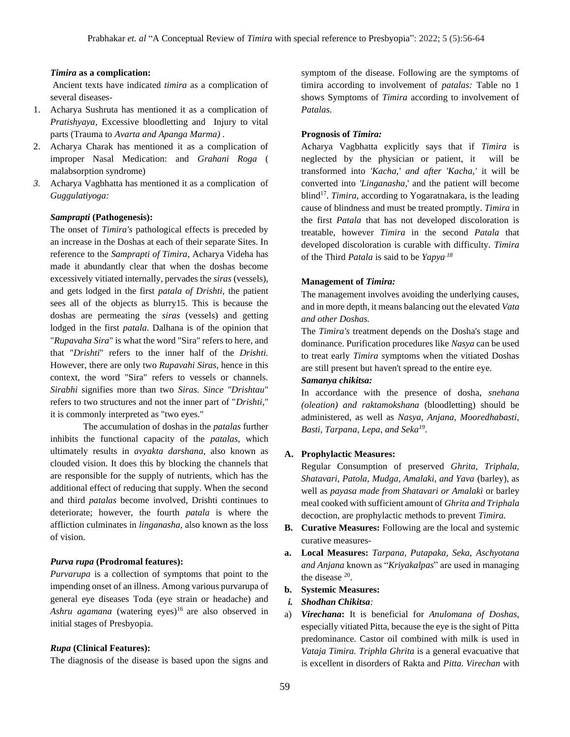### *Timira* as a complication:

Ancient texts have indicated *timira* as a complication of several diseases-

1. Acharya Sushruta has mentioned it as a complication of *Pratishyaya,* Excessive bloodletting and Injury to vital parts (Trauma to *Avarta and Apanga Marma)* .
2. Acharya Charak has mentioned it as a complication of improper Nasal Medication: and *Grahani Roga* ( malabsorption syndrome)
3. Acharya Vagbhatta has mentioned it as a complication of *Guggulatiyoga:*

### *Samprapti* (Pathogenesis):

The onset of *Timira's* pathological effects is preceded by an increase in the Doshas at each of their separate Sites. In reference to the *Samprapti of Timira,* Acharya Videha has made it abundantly clear that when the doshas become excessively vitiated internally, pervades the *siras* (vessels), and gets lodged in the first *patala of Drishti,* the patient sees all of the objects as blurry15. This is because the doshas are permeating the *siras* (vessels) and getting lodged in the first *patala*. Dalhana is of the opinion that "*Rupavaha Sira*" is what the word "Sira" refers to here, and that "*Drishti*" refers to the inner half of the *Drishti.* However, there are only two *Rupavahi Siras,* hence in this context, the word "Sira" refers to vessels or channels. *Sirabhi* signifies more than two *Siras. Since "Drishtau*" refers to two structures and not the inner part of "*Drishti,*" it is commonly interpreted as "two eyes."

The accumulation of doshas in the *patalas* further inhibits the functional capacity of the *patalas,* which ultimately results in *avyakta darshana*, also known as clouded vision. It does this by blocking the channels that are responsible for the supply of nutrients, which has the additional effect of reducing that supply. When the second and third *patalas* become involved, Drishti continues to deteriorate; however, the fourth *patala* is where the affliction culminates in *linganasha,* also known as the loss of vision.

### *Purva rupa* (Prodromal features):

*Purvarupa* is a collection of symptoms that point to the impending onset of an illness. Among various purvarupa of general eye diseases Toda (eye strain or headache) and *Ashru agamana* (watering eyes)[16] are also observed in initial stages of Presbyopia.

### *Rupa* (Clinical Features):

The diagnosis of the disease is based upon the signs and symptom of the disease. Following are the symptoms of timira according to involvement of *patalas:* Table no 1 shows Symptoms of *Timira* according to involvement of *Patalas.*

### Prognosis of *Timira:*

Acharya Vagbhatta explicitly says that if *Timira* is neglected by the physician or patient, it will be transformed into *'Kacha,' and after 'Kacha,'* it will be converted into *'Linganasha,*' and the patient will become blind[17]. *Timira,* according to Yogaratnakara, is the leading cause of blindness and must be treated promptly. *Timira* in the first *Patala* that has not developed discoloration is treatable, however *Timira* in the second *Patala* that developed discoloration is curable with difficulty. *Timira* of the Third *Patala* is said to be *Yapya*.[18]

### Management of *Timira:*

The management involves avoiding the underlying causes, and in more depth, it means balancing out the elevated *Vata and other Doshas.*

The *Timira's* treatment depends on the Dosha's stage and dominance. Purification procedures like *Nasya* can be used to treat early *Timira s*ymptoms when the vitiated Doshas are still present but haven't spread to the entire eye.

***Samanya chikitsa:***

In accordance with the presence of dosha, *snehana (oleation) and raktamokshana* (bloodletting) should be administered, as well as *Nasya, Anjana, Mooredhabasti, Basti, Tarpana, Lepa, and Seka*[19].

**A. Prophylactic Measures:**

Regular Consumption of preserved *Ghrita, Triphala, Shatavari, Patola, Mudga, Amalaki, and Yava* (barley), as well as *payasa made from Shatavari or Amalaki* or barley meal cooked with sufficient amount of *Ghrita and Triphala* decoction, are prophylactic methods to prevent *Timira.*

**B. Curative Measures:** Following are the local and systemic curative measures-

**a. Local Measures:** *Tarpana, Putapaka, Seka, Aschyotana and Anjana* known as "*Kriyakalpas*" are used in managing the disease [20].

**b. Systemic Measures:**

***i. Shodhan Chikitsa:***

a) ***Virechana*:** It is beneficial for *Anulomana of Doshas*, especially vitiated Pitta, because the eye is the sight of Pitta predominance. Castor oil combined with milk is used in *Vataja Timira. Triphla Ghrita* is a general evacuative that is excellent in disorders of Rakta and *Pitta. Virechan* with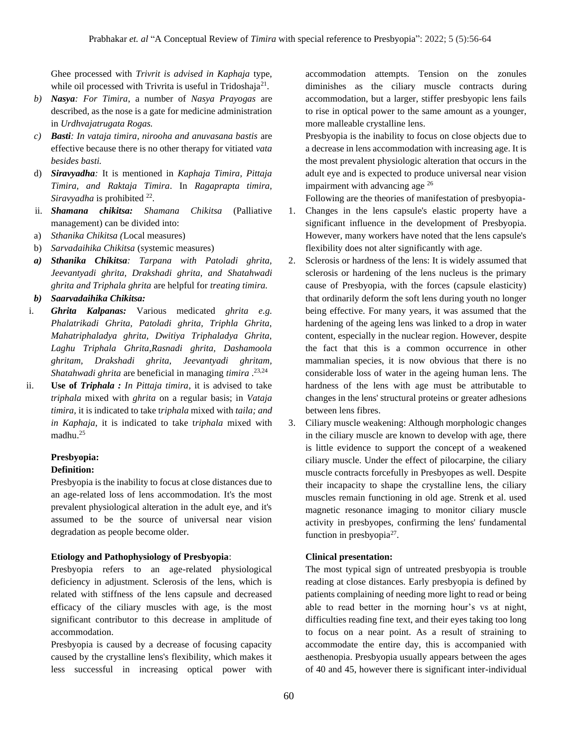Ghee processed with *Trivrit is advised in Kaphaja* type, while oil processed with Trivrita is useful in Tridoshaja[21].

b) ***Nasya****: For Timira*, a number of *Nasya Prayogas* are described, as the nose is a gate for medicine administration in *Urdhvajatrugata Rogas.*

c) ***Basti****: In vataja timira, nirooha and anuvasana bastis* are effective because there is no other therapy for vitiated *vata besides basti.*

d) ***Siravyadha****:* It is mentioned in *Kaphaja Timira, Pittaja Timira, and Raktaja Timira*. In *Ragaprapta timira, Siravyadha* is prohibited [22].

ii. ***Shamana chikitsa:*** *Shamana Chikitsa* (Palliative management) can be divided into:

a) *Sthanika Chikitsa (*Local measures)

b) *Sarvadaihika Chikitsa* (systemic measures)

***a) Sthanika Chikitsa****: Tarpana with Patoladi ghrita, Jeevantyadi ghrita, Drakshadi ghrita, and Shatahwadi ghrita and Triphala ghrita* are helpful for *treating timira.*

***b) Saarvadaihika Chikitsa:***

i. ***Ghrita Kalpanas:*** Various medicated *ghrita e.g. Phalatrikadi Ghrita, Patoladi ghrita, Triphla Ghrita, Mahatriphaladya ghrita, Dwitiya Triphaladya Ghrita, Laghu Triphala Ghrita,Rasnadi ghrita, Dashamoola ghritam, Drakshadi ghrita, Jeevantyadi ghritam, Shatahwadi ghrita* are beneficial in managing *timira* .[23,24]

ii. **Use of *Triphala :*** *In Pittaja timira*, it is advised to take *triphala* mixed with *ghrita* on a regular basis; in *Vataja timira*, it is indicated to take t*riphala* mixed with *taila; and in Kaphaja*, it is indicated to take t*riphala* mixed with madhu.[25]

**Presbyopia:**

**Definition:**

Presbyopia is the inability to focus at close distances due to an age-related loss of lens accommodation. It's the most prevalent physiological alteration in the adult eye, and it's assumed to be the source of universal near vision degradation as people become older.

**Etiology and Pathophysiology of Presbyopia**:

Presbyopia refers to an age-related physiological deficiency in adjustment. Sclerosis of the lens, which is related with stiffness of the lens capsule and decreased efficacy of the ciliary muscles with age, is the most significant contributor to this decrease in amplitude of accommodation.

Presbyopia is caused by a decrease of focusing capacity caused by the crystalline lens's flexibility, which makes it less successful in increasing optical power with accommodation attempts. Tension on the zonules diminishes as the ciliary muscle contracts during accommodation, but a larger, stiffer presbyopic lens fails to rise in optical power to the same amount as a younger, more malleable crystalline lens.

Presbyopia is the inability to focus on close objects due to a decrease in lens accommodation with increasing age. It is the most prevalent physiologic alteration that occurs in the adult eye and is expected to produce universal near vision impairment with advancing age [26]

Following are the theories of manifestation of presbyopia-

1. Changes in the lens capsule's elastic property have a significant influence in the development of Presbyopia. However, many workers have noted that the lens capsule's flexibility does not alter significantly with age.
2. Sclerosis or hardness of the lens: It is widely assumed that sclerosis or hardening of the lens nucleus is the primary cause of Presbyopia, with the forces (capsule elasticity) that ordinarily deform the soft lens during youth no longer being effective. For many years, it was assumed that the hardening of the ageing lens was linked to a drop in water content, especially in the nuclear region. However, despite the fact that this is a common occurrence in other mammalian species, it is now obvious that there is no considerable loss of water in the ageing human lens. The hardness of the lens with age must be attributable to changes in the lens' structural proteins or greater adhesions between lens fibres.
3. Ciliary muscle weakening: Although morphologic changes in the ciliary muscle are known to develop with age, there is little evidence to support the concept of a weakened ciliary muscle. Under the effect of pilocarpine, the ciliary muscle contracts forcefully in Presbyopes as well. Despite their incapacity to shape the crystalline lens, the ciliary muscles remain functioning in old age. Strenk et al. used magnetic resonance imaging to monitor ciliary muscle activity in presbyopes, confirming the lens' fundamental function in presbyopia[27].

**Clinical presentation:**

The most typical sign of untreated presbyopia is trouble reading at close distances. Early presbyopia is defined by patients complaining of needing more light to read or being able to read better in the morning hour's vs at night, difficulties reading fine text, and their eyes taking too long to focus on a near point. As a result of straining to accommodate the entire day, this is accompanied with aesthenopia. Presbyopia usually appears between the ages of 40 and 45, however there is significant inter-individual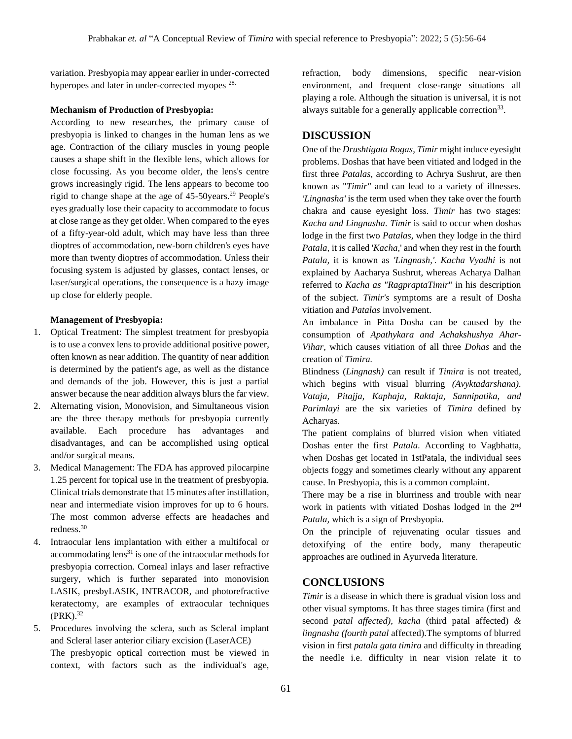variation. Presbyopia may appear earlier in under-corrected hyperopes and later in under-corrected myopes [28].

**Mechanism of Production of Presbyopia:**

According to new researches, the primary cause of presbyopia is linked to changes in the human lens as we age. Contraction of the ciliary muscles in young people causes a shape shift in the flexible lens, which allows for close focussing. As you become older, the lens's centre grows increasingly rigid. The lens appears to become too rigid to change shape at the age of 45-50years.[29] People's eyes gradually lose their capacity to accommodate to focus at close range as they get older. When compared to the eyes of a fifty-year-old adult, which may have less than three dioptres of accommodation, new-born children's eyes have more than twenty dioptres of accommodation. Unless their focusing system is adjusted by glasses, contact lenses, or laser/surgical operations, the consequence is a hazy image up close for elderly people.

**Management of Presbyopia:**

1. Optical Treatment: The simplest treatment for presbyopia is to use a convex lens to provide additional positive power, often known as near addition. The quantity of near addition is determined by the patient's age, as well as the distance and demands of the job. However, this is just a partial answer because the near addition always blurs the far view.
2. Alternating vision, Monovision, and Simultaneous vision are the three therapy methods for presbyopia currently available. Each procedure has advantages and disadvantages, and can be accomplished using optical and/or surgical means.
3. Medical Management: The FDA has approved pilocarpine 1.25 percent for topical use in the treatment of presbyopia. Clinical trials demonstrate that 15 minutes after instillation, near and intermediate vision improves for up to 6 hours. The most common adverse effects are headaches and redness.[30]
4. Intraocular lens implantation with either a multifocal or accommodating lens[31] is one of the intraocular methods for presbyopia correction. Corneal inlays and laser refractive surgery, which is further separated into monovision LASIK, presbyLASIK, INTRACOR, and photorefractive keratectomy, are examples of extraocular techniques (PRK).[32]
5. Procedures involving the sclera, such as Scleral implant and Scleral laser anterior ciliary excision (LaserACE)

   The presbyopic optical correction must be viewed in context, with factors such as the individual's age, refraction, body dimensions, specific near-vision environment, and frequent close-range situations all playing a role. Although the situation is universal, it is not always suitable for a generally applicable correction[33].

## DISCUSSION

One of the *Drushtigata Rogas*, *Timir* might induce eyesight problems. Doshas that have been vitiated and lodged in the first three *Patalas*, according to Achrya Sushrut, are then known as "*Timir"* and can lead to a variety of illnesses. *'Lingnasha'* is the term used when they take over the fourth chakra and cause eyesight loss. *Timir* has two stages: *Kacha and Lingnasha*. *Timir* is said to occur when doshas lodge in the first two *Patalas*, when they lodge in the third *Patala*, it is called '*Kacha*,' and when they rest in the fourth *Patala*, it is known as *'Lingnash,'*. *Kacha Vyadhi* is not explained by Aacharya Sushrut, whereas Acharya Dalhan referred to *Kacha as "RagpraptaTimir*" in his description of the subject. *Timir's* symptoms are a result of Dosha vitiation and *Patalas* involvement.

An imbalance in Pitta Dosha can be caused by the consumption of *Apathykara and Achakshushya Ahar-Vihar*, which causes vitiation of all three *Dohas* and the creation of *Timira.*

Blindness (*Lingnash)* can result if *Timira* is not treated, which begins with visual blurring *(Avyktadarshana)*. *Vataja, Pitajja, Kaphaja, Raktaja, Sannipatika, and Parimlayi* are the six varieties of *Timira* defined by Acharyas.

The patient complains of blurred vision when vitiated Doshas enter the first *Patala*. According to Vagbhatta, when Doshas get located in 1stPatala, the individual sees objects foggy and sometimes clearly without any apparent cause. In Presbyopia, this is a common complaint.

There may be a rise in blurriness and trouble with near work in patients with vitiated Doshas lodged in the 2nd *Patala*, which is a sign of Presbyopia.

On the principle of rejuvenating ocular tissues and detoxifying of the entire body, many therapeutic approaches are outlined in Ayurveda literature.

## CONCLUSIONS

*Timir* is a disease in which there is gradual vision loss and other visual symptoms. It has three stages timira (first and second *patal affected), kacha* (third patal affected) *& lingnasha (fourth patal* affected).The symptoms of blurred vision in first *patala gata timira* and difficulty in threading the needle i.e. difficulty in near vision relate it to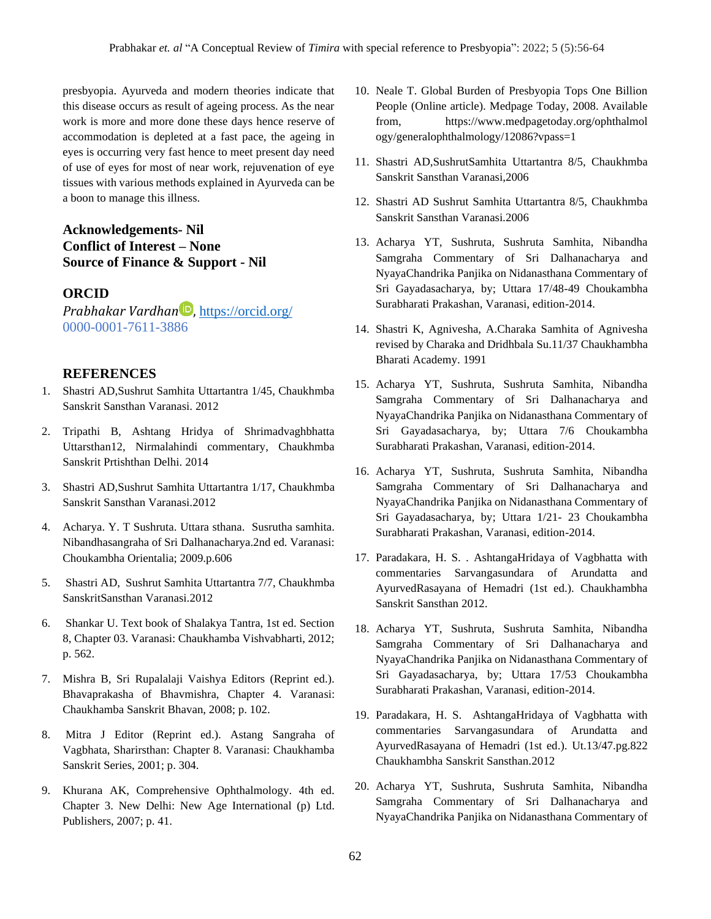presbyopia. Ayurveda and modern theories indicate that this disease occurs as result of ageing process. As the near work is more and more done these days hence reserve of accommodation is depleted at a fast pace, the ageing in eyes is occurring very fast hence to meet present day need of use of eyes for most of near work, rejuvenation of eye tissues with various methods explained in Ayurveda can be a boon to manage this illness.

**Acknowledgements- Nil**
**Conflict of Interest – None**
**Source of Finance & Support - Nil**

## ORCID

*Prabhakar Vardhan*, https://orcid.org/0000-0001-7611-3886

## REFERENCES

1. Shastri AD,Sushrut Samhita Uttartantra 1/45, Chaukhmba Sanskrit Sansthan Varanasi. 2012
2. Tripathi B, Ashtang Hridya of Shrimadvaghbhatta Uttarsthan12, Nirmalahindi commentary, Chaukhmba Sanskrit Prtishthan Delhi. 2014
3. Shastri AD,Sushrut Samhita Uttartantra 1/17, Chaukhmba Sanskrit Sansthan Varanasi.2012
4. Acharya. Y. T Sushruta. Uttara sthana. Susrutha samhita. Nibandhasangraha of Sri Dalhanacharya.2nd ed. Varanasi: Choukambha Orientalia; 2009.p.606
5. Shastri AD, Sushrut Samhita Uttartantra 7/7, Chaukhmba SanskritSansthan Varanasi.2012
6. Shankar U. Text book of Shalakya Tantra, 1st ed. Section 8, Chapter 03. Varanasi: Chaukhamba Vishvabharti, 2012; p. 562.
7. Mishra B, Sri Rupalalaji Vaishya Editors (Reprint ed.). Bhavaprakasha of Bhavmishra, Chapter 4. Varanasi: Chaukhamba Sanskrit Bhavan, 2008; p. 102.
8. Mitra J Editor (Reprint ed.). Astang Sangraha of Vagbhata, Sharirsthan: Chapter 8. Varanasi: Chaukhamba Sanskrit Series, 2001; p. 304.
9. Khurana AK, Comprehensive Ophthalmology. 4th ed. Chapter 3. New Delhi: New Age International (p) Ltd. Publishers, 2007; p. 41.
10. Neale T. Global Burden of Presbyopia Tops One Billion People (Online article). Medpage Today, 2008. Available from, https://www.medpagetoday.org/ophthalmology/generalophthalmology/12086?vpass=1
11. Shastri AD,SushrutSamhita Uttartantra 8/5, Chaukhmba Sanskrit Sansthan Varanasi,2006
12. Shastri AD Sushrut Samhita Uttartantra 8/5, Chaukhmba Sanskrit Sansthan Varanasi.2006
13. Acharya YT, Sushruta, Sushruta Samhita, Nibandha Samgraha Commentary of Sri Dalhanacharya and NyayaChandrika Panjika on Nidanasthana Commentary of Sri Gayadasacharya, by; Uttara 17/48-49 Choukambha Surabharati Prakashan, Varanasi, edition-2014.
14. Shastri K, Agnivesha, A.Charaka Samhita of Agnivesha revised by Charaka and Dridhbala Su.11/37 Chaukhambha Bharati Academy. 1991
15. Acharya YT, Sushruta, Sushruta Samhita, Nibandha Samgraha Commentary of Sri Dalhanacharya and NyayaChandrika Panjika on Nidanasthana Commentary of Sri Gayadasacharya, by; Uttara 7/6 Choukambha Surabharati Prakashan, Varanasi, edition-2014.
16. Acharya YT, Sushruta, Sushruta Samhita, Nibandha Samgraha Commentary of Sri Dalhanacharya and NyayaChandrika Panjika on Nidanasthana Commentary of Sri Gayadasacharya, by; Uttara 1/21- 23 Choukambha Surabharati Prakashan, Varanasi, edition-2014.
17. Paradakara, H. S. . AshtangaHridaya of Vagbhatta with commentaries Sarvangasundara of Arundatta and AyurvedRasayana of Hemadri (1st ed.). Chaukhambha Sanskrit Sansthan 2012.
18. Acharya YT, Sushruta, Sushruta Samhita, Nibandha Samgraha Commentary of Sri Dalhanacharya and NyayaChandrika Panjika on Nidanasthana Commentary of Sri Gayadasacharya, by; Uttara 17/53 Choukambha Surabharati Prakashan, Varanasi, edition-2014.
19. Paradakara, H. S. AshtangaHridaya of Vagbhatta with commentaries Sarvangasundara of Arundatta and AyurvedRasayana of Hemadri (1st ed.). Ut.13/47.pg.822 Chaukhambha Sanskrit Sansthan.2012
20. Acharya YT, Sushruta, Sushruta Samhita, Nibandha Samgraha Commentary of Sri Dalhanacharya and NyayaChandrika Panjika on Nidanasthana Commentary of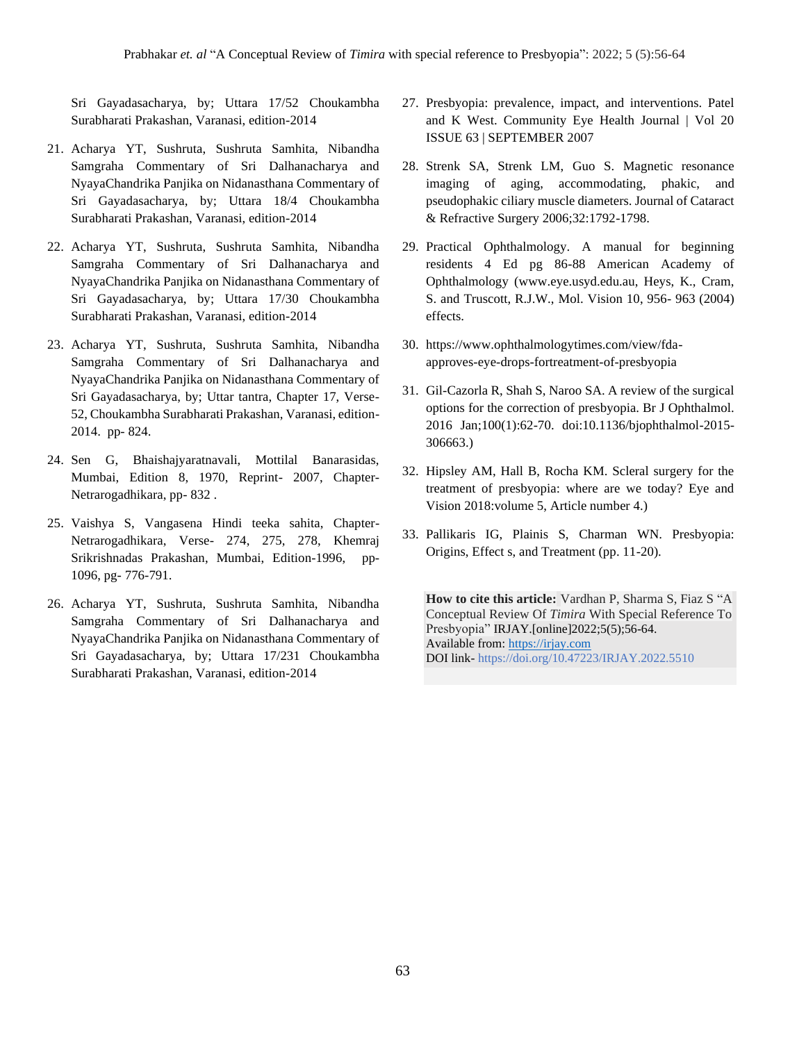Sri Gayadasacharya, by; Uttara 17/52 Choukambha Surabharati Prakashan, Varanasi, edition-2014

21. Acharya YT, Sushruta, Sushruta Samhita, Nibandha Samgraha Commentary of Sri Dalhanacharya and NyayaChandrika Panjika on Nidanasthana Commentary of Sri Gayadasacharya, by; Uttara 18/4 Choukambha Surabharati Prakashan, Varanasi, edition-2014

22. Acharya YT, Sushruta, Sushruta Samhita, Nibandha Samgraha Commentary of Sri Dalhanacharya and NyayaChandrika Panjika on Nidanasthana Commentary of Sri Gayadasacharya, by; Uttara 17/30 Choukambha Surabharati Prakashan, Varanasi, edition-2014

23. Acharya YT, Sushruta, Sushruta Samhita, Nibandha Samgraha Commentary of Sri Dalhanacharya and NyayaChandrika Panjika on Nidanasthana Commentary of Sri Gayadasacharya, by; Uttar tantra, Chapter 17, Verse-52, Choukambha Surabharati Prakashan, Varanasi, edition-2014. pp- 824.

24. Sen G, Bhaishajyaratnavali, Mottilal Banarasidas, Mumbai, Edition 8, 1970, Reprint- 2007, Chapter-Netrarogadhikara, pp- 832 .

25. Vaishya S, Vangasena Hindi teeka sahita, Chapter-Netrarogadhikara, Verse- 274, 275, 278, Khemraj Srikrishnadas Prakashan, Mumbai, Edition-1996, pp-1096, pg- 776-791.

26. Acharya YT, Sushruta, Sushruta Samhita, Nibandha Samgraha Commentary of Sri Dalhanacharya and NyayaChandrika Panjika on Nidanasthana Commentary of Sri Gayadasacharya, by; Uttara 17/231 Choukambha Surabharati Prakashan, Varanasi, edition-2014

27. Presbyopia: prevalence, impact, and interventions. Patel and K West. Community Eye Health Journal | Vol 20 ISSUE 63 | SEPTEMBER 2007

28. Strenk SA, Strenk LM, Guo S. Magnetic resonance imaging of aging, accommodating, phakic, and pseudophakic ciliary muscle diameters. Journal of Cataract & Refractive Surgery 2006;32:1792-1798.

29. Practical Ophthalmology. A manual for beginning residents 4 Ed pg 86-88 American Academy of Ophthalmology (www.eye.usyd.edu.au, Heys, K., Cram, S. and Truscott, R.J.W., Mol. Vision 10, 956- 963 (2004) effects.

30. https://www.ophthalmologytimes.com/view/fda-approves-eye-drops-fortreatment-of-presbyopia

31. Gil-Cazorla R, Shah S, Naroo SA. A review of the surgical options for the correction of presbyopia. Br J Ophthalmol. 2016 Jan;100(1):62-70. doi:10.1136/bjophthalmol-2015-306663.)

32. Hipsley AM, Hall B, Rocha KM. Scleral surgery for the treatment of presbyopia: where are we today? Eye and Vision 2018:volume 5, Article number 4.)

33. Pallikaris IG, Plainis S, Charman WN. Presbyopia: Origins, Effect s, and Treatment (pp. 11-20).

**How to cite this article:** Vardhan P, Sharma S, Fiaz S "A Conceptual Review Of *Timira* With Special Reference To Presbyopia" IRJAY.[online]2022;5(5);56-64.
Available from: https://irjay.com
DOI link- https://doi.org/10.47223/IRJAY.2022.5510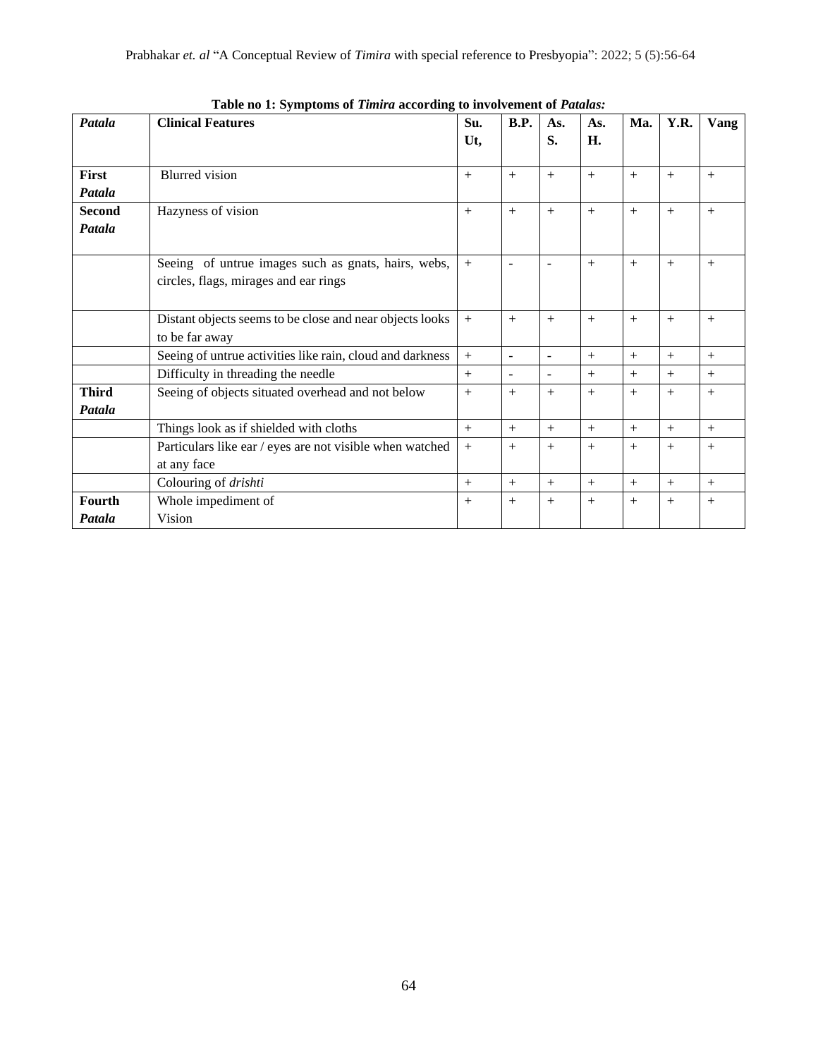**Table no 1: Symptoms of *Timira* according to involvement of *Patalas:***

| *Patala* | Clinical Features | Su. Ut, | B.P. | As. S. | As. H. | Ma. | Y.R. | Vang |
|---|---|---|---|---|---|---|---|---|
| **First *Patala*** | Blurred vision | + | + | + | + | + | + | + |
| **Second *Patala*** | Hazyness of vision | + | + | + | + | + | + | + |
| | Seeing of untrue images such as gnats, hairs, webs, circles, flags, mirages and ear rings | + | - | - | + | + | + | + |
| | Distant objects seems to be close and near objects looks to be far away | + | + | + | + | + | + | + |
| | Seeing of untrue activities like rain, cloud and darkness | + | - | - | + | + | + | + |
| | Difficulty in threading the needle | + | - | - | + | + | + | + |
| **Third *Patala*** | Seeing of objects situated overhead and not below | + | + | + | + | + | + | + |
| | Things look as if shielded with cloths | + | + | + | + | + | + | + |
| | Particulars like ear / eyes are not visible when watched at any face | + | + | + | + | + | + | + |
| | Colouring of *drishti* | + | + | + | + | + | + | + |
| **Fourth *Patala*** | Whole impediment of Vision | + | + | + | + | + | + | + |